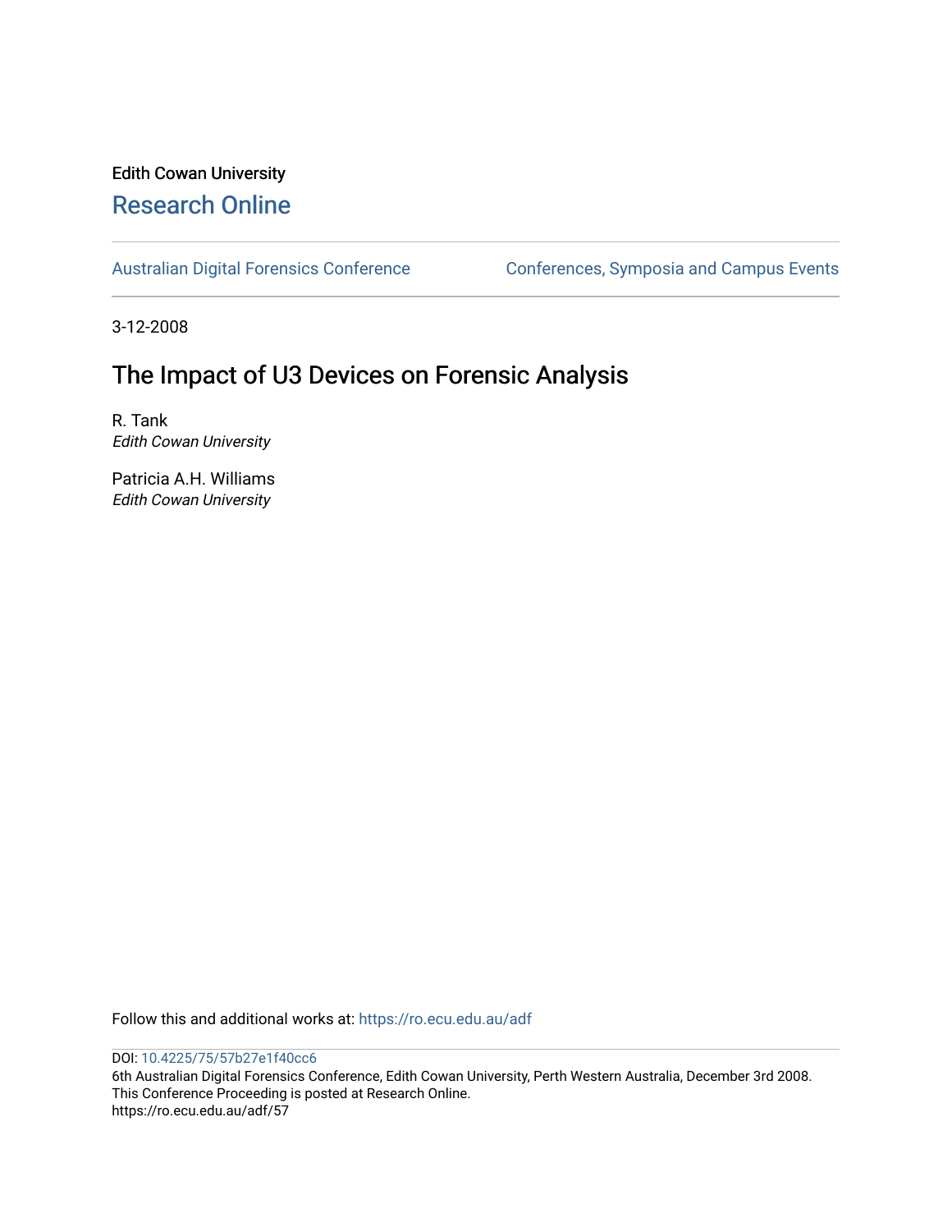Edith Cowan University

# Research Online

Australian Digital Forensics Conference

Conferences, Symposia and Campus Events

3-12-2008

# The Impact of U3 Devices on Forensic Analysis

R. Tank
*Edith Cowan University*

Patricia A.H. Williams
*Edith Cowan University*

Follow this and additional works at: https://ro.ecu.edu.au/adf

DOI: 10.4225/75/57b27e1f40cc6

6th Australian Digital Forensics Conference, Edith Cowan University, Perth Western Australia, December 3rd 2008.
This Conference Proceeding is posted at Research Online.
https://ro.ecu.edu.au/adf/57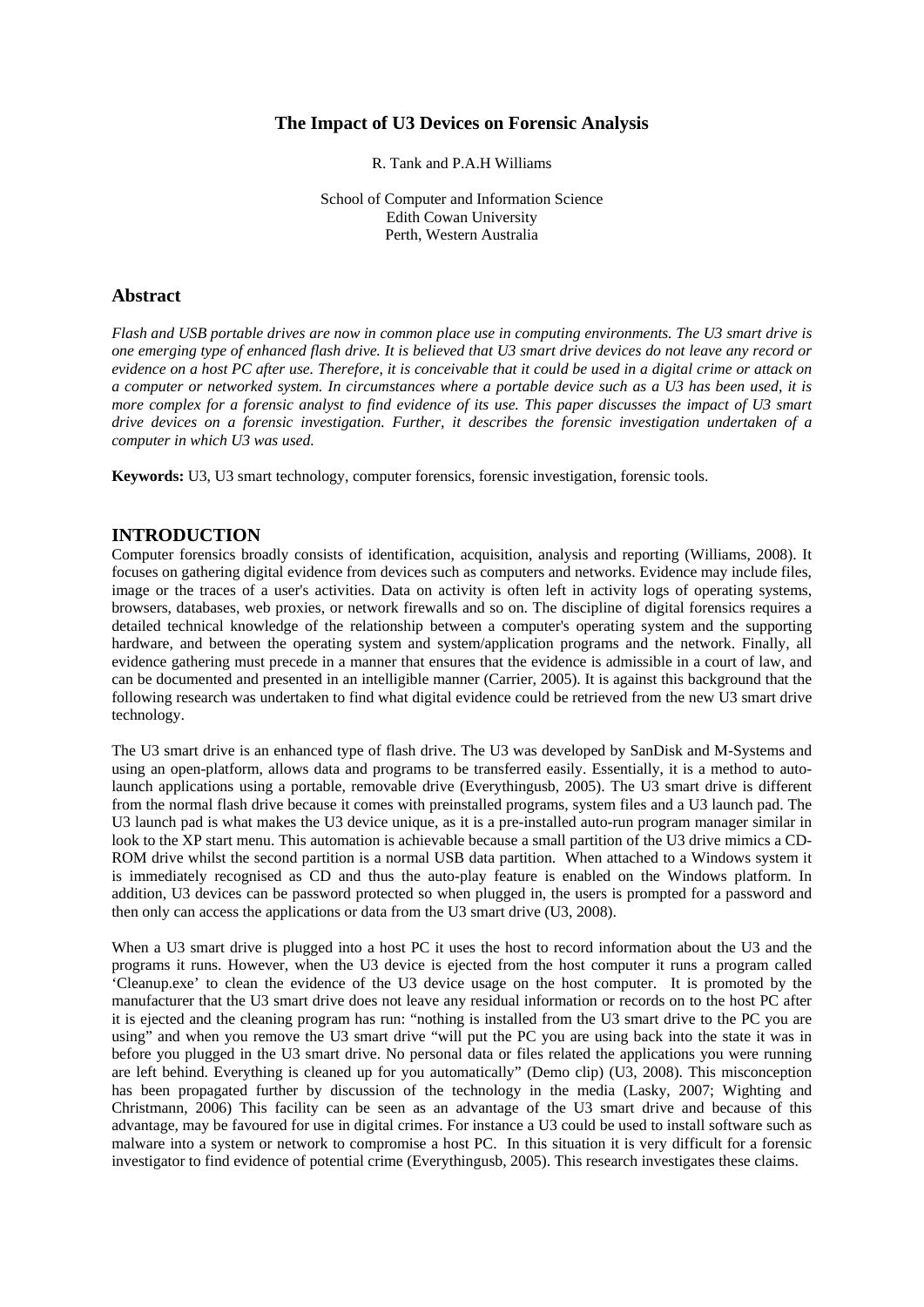# The Impact of U3 Devices on Forensic Analysis

R. Tank and P.A.H Williams

School of Computer and Information Science
Edith Cowan University
Perth, Western Australia

## Abstract

*Flash and USB portable drives are now in common place use in computing environments. The U3 smart drive is one emerging type of enhanced flash drive. It is believed that U3 smart drive devices do not leave any record or evidence on a host PC after use. Therefore, it is conceivable that it could be used in a digital crime or attack on a computer or networked system. In circumstances where a portable device such as a U3 has been used, it is more complex for a forensic analyst to find evidence of its use. This paper discusses the impact of U3 smart drive devices on a forensic investigation. Further, it describes the forensic investigation undertaken of a computer in which U3 was used.*

**Keywords:** U3, U3 smart technology, computer forensics, forensic investigation, forensic tools.

## INTRODUCTION

Computer forensics broadly consists of identification, acquisition, analysis and reporting (Williams, 2008). It focuses on gathering digital evidence from devices such as computers and networks. Evidence may include files, image or the traces of a user's activities. Data on activity is often left in activity logs of operating systems, browsers, databases, web proxies, or network firewalls and so on. The discipline of digital forensics requires a detailed technical knowledge of the relationship between a computer's operating system and the supporting hardware, and between the operating system and system/application programs and the network. Finally, all evidence gathering must precede in a manner that ensures that the evidence is admissible in a court of law, and can be documented and presented in an intelligible manner (Carrier, 2005). It is against this background that the following research was undertaken to find what digital evidence could be retrieved from the new U3 smart drive technology.

The U3 smart drive is an enhanced type of flash drive. The U3 was developed by SanDisk and M-Systems and using an open-platform, allows data and programs to be transferred easily. Essentially, it is a method to auto-launch applications using a portable, removable drive (Everythingusb, 2005). The U3 smart drive is different from the normal flash drive because it comes with preinstalled programs, system files and a U3 launch pad. The U3 launch pad is what makes the U3 device unique, as it is a pre-installed auto-run program manager similar in look to the XP start menu. This automation is achievable because a small partition of the U3 drive mimics a CD-ROM drive whilst the second partition is a normal USB data partition. When attached to a Windows system it is immediately recognised as CD and thus the auto-play feature is enabled on the Windows platform. In addition, U3 devices can be password protected so when plugged in, the users is prompted for a password and then only can access the applications or data from the U3 smart drive (U3, 2008).

When a U3 smart drive is plugged into a host PC it uses the host to record information about the U3 and the programs it runs. However, when the U3 device is ejected from the host computer it runs a program called 'Cleanup.exe' to clean the evidence of the U3 device usage on the host computer. It is promoted by the manufacturer that the U3 smart drive does not leave any residual information or records on to the host PC after it is ejected and the cleaning program has run: "nothing is installed from the U3 smart drive to the PC you are using" and when you remove the U3 smart drive "will put the PC you are using back into the state it was in before you plugged in the U3 smart drive. No personal data or files related the applications you were running are left behind. Everything is cleaned up for you automatically" (Demo clip) (U3, 2008). This misconception has been propagated further by discussion of the technology in the media (Lasky, 2007; Wighting and Christmann, 2006) This facility can be seen as an advantage of the U3 smart drive and because of this advantage, may be favoured for use in digital crimes. For instance a U3 could be used to install software such as malware into a system or network to compromise a host PC. In this situation it is very difficult for a forensic investigator to find evidence of potential crime (Everythingusb, 2005). This research investigates these claims.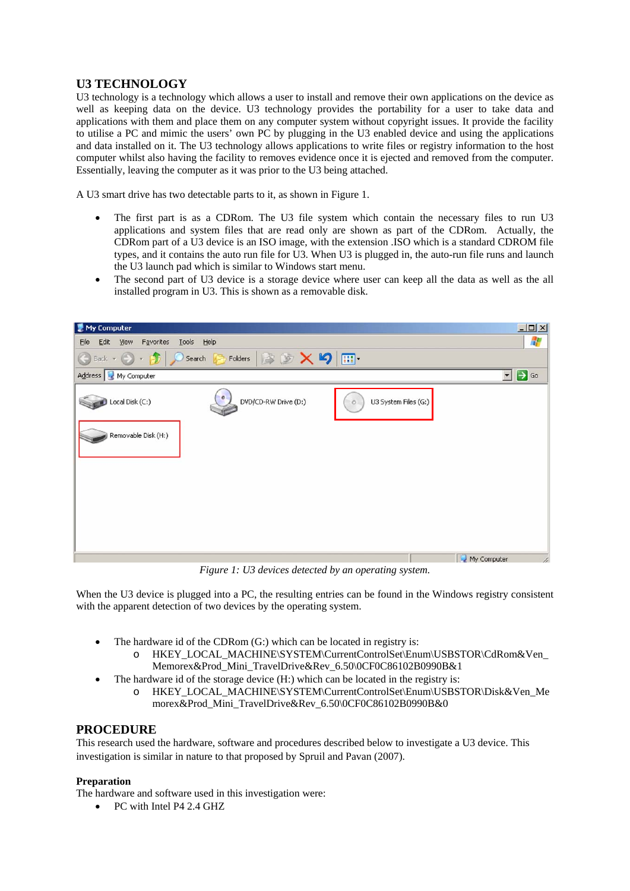## U3 TECHNOLOGY

U3 technology is a technology which allows a user to install and remove their own applications on the device as well as keeping data on the device. U3 technology provides the portability for a user to take data and applications with them and place them on any computer system without copyright issues. It provide the facility to utilise a PC and mimic the users' own PC by plugging in the U3 enabled device and using the applications and data installed on it. The U3 technology allows applications to write files or registry information to the host computer whilst also having the facility to removes evidence once it is ejected and removed from the computer. Essentially, leaving the computer as it was prior to the U3 being attached.

A U3 smart drive has two detectable parts to it, as shown in Figure 1.

- The first part is as a CDRom. The U3 file system which contain the necessary files to run U3 applications and system files that are read only are shown as part of the CDRom. Actually, the CDRom part of a U3 device is an ISO image, with the extension .ISO which is a standard CDROM file types, and it contains the auto run file for U3. When U3 is plugged in, the auto-run file runs and launch the U3 launch pad which is similar to Windows start menu.
- The second part of U3 device is a storage device where user can keep all the data as well as the all installed program in U3. This is shown as a removable disk.

*Figure 1: U3 devices detected by an operating system.*

When the U3 device is plugged into a PC, the resulting entries can be found in the Windows registry consistent with the apparent detection of two devices by the operating system.

- The hardware id of the CDRom (G:) which can be located in registry is:
  - HKEY_LOCAL_MACHINE\SYSTEM\CurrentControlSet\Enum\USBSTOR\CdRom&Ven_Memorex&Prod_Mini_TravelDrive&Rev_6.50\0CF0C86102B0990B&1
- The hardware id of the storage device (H:) which can be located in the registry is:
  - HKEY_LOCAL_MACHINE\SYSTEM\CurrentControlSet\Enum\USBSTOR\Disk&Ven_Memorex&Prod_Mini_TravelDrive&Rev_6.50\0CF0C86102B0990B&0

## PROCEDURE

This research used the hardware, software and procedures described below to investigate a U3 device. This investigation is similar in nature to that proposed by Spruil and Pavan (2007).

### Preparation

The hardware and software used in this investigation were:

- PC with Intel P4 2.4 GHZ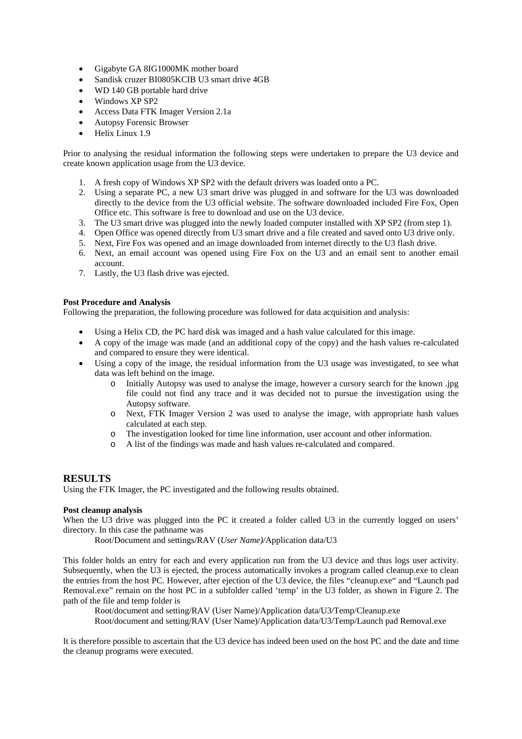- Gigabyte GA 8IG1000MK mother board
- Sandisk cruzer BI0805KCIB U3 smart drive 4GB
- WD 140 GB portable hard drive
- Windows XP SP2
- Access Data FTK Imager Version 2.1a
- Autopsy Forensic Browser
- Helix Linux 1.9

Prior to analysing the residual information the following steps were undertaken to prepare the U3 device and create known application usage from the U3 device.

1. A fresh copy of Windows XP SP2 with the default drivers was loaded onto a PC.
2. Using a separate PC, a new U3 smart drive was plugged in and software for the U3 was downloaded directly to the device from the U3 official website. The software downloaded included Fire Fox, Open Office etc. This software is free to download and use on the U3 device.
3. The U3 smart drive was plugged into the newly loaded computer installed with XP SP2 (from step 1).
4. Open Office was opened directly from U3 smart drive and a file created and saved onto U3 drive only.
5. Next, Fire Fox was opened and an image downloaded from internet directly to the U3 flash drive.
6. Next, an email account was opened using Fire Fox on the U3 and an email sent to another email account.
7. Lastly, the U3 flash drive was ejected.

**Post Procedure and Analysis**

Following the preparation, the following procedure was followed for data acquisition and analysis:

- Using a Helix CD, the PC hard disk was imaged and a hash value calculated for this image.
- A copy of the image was made (and an additional copy of the copy) and the hash values re-calculated and compared to ensure they were identical.
- Using a copy of the image, the residual information from the U3 usage was investigated, to see what data was left behind on the image.
    - Initially Autopsy was used to analyse the image, however a cursory search for the known .jpg file could not find any trace and it was decided not to pursue the investigation using the Autopsy software.
    - Next, FTK Imager Version 2 was used to analyse the image, with appropriate hash values calculated at each step.
    - The investigation looked for time line information, user account and other information.
    - A list of the findings was made and hash values re-calculated and compared.

## RESULTS

Using the FTK Imager, the PC investigated and the following results obtained.

**Post cleanup analysis**

When the U3 drive was plugged into the PC it created a folder called U3 in the currently logged on users' directory. In this case the pathname was

Root/Document and settings/RAV (*User Name)/*Application data/U3

This folder holds an entry for each and every application run from the U3 device and thus logs user activity. Subsequently, when the U3 is ejected, the process automatically invokes a program called cleanup.exe to clean the entries from the host PC. However, after ejection of the U3 device, the files "cleanup.exe" and "Launch pad Removal.exe" remain on the host PC in a subfolder called 'temp' in the U3 folder, as shown in Figure 2. The path of the file and temp folder is

Root/document and setting/RAV (User Name)/Application data/U3/Temp/Cleanup.exe
Root/document and setting/RAV (User Name)/Application data/U3/Temp/Launch pad Removal.exe

It is therefore possible to ascertain that the U3 device has indeed been used on the host PC and the date and time the cleanup programs were executed.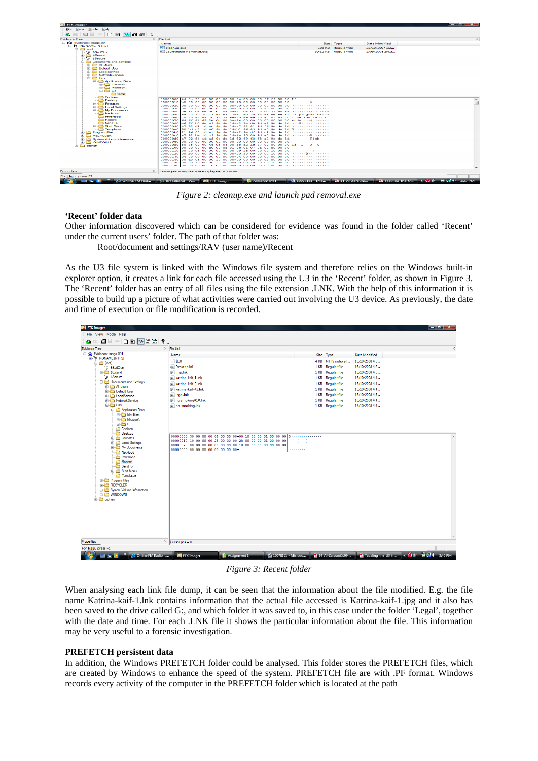*Figure 2: cleanup.exe and launch pad removal.exe*

**'Recent' folder data**

Other information discovered which can be considered for evidence was found in the folder called 'Recent' under the current users' folder. The path of that folder was:

Root/document and settings/RAV (user name)/Recent

As the U3 file system is linked with the Windows file system and therefore relies on the Windows built-in explorer option, it creates a link for each file accessed using the U3 in the 'Recent' folder, as shown in Figure 3. The 'Recent' folder has an entry of all files using the file extension .LNK. With the help of this information it is possible to build up a picture of what activities were carried out involving the U3 device. As previously, the date and time of execution or file modification is recorded.

*Figure 3: Recent folder*

When analysing each link file dump, it can be seen that the information about the file modified. E.g. the file name Katrina-kaif-1.lnk contains information that the actual file accessed is Katrina-kaif-1.jpg and it also has been saved to the drive called G:, and which folder it was saved to, in this case under the folder 'Legal', together with the date and time. For each .LNK file it shows the particular information about the file. This information may be very useful to a forensic investigation.

**PREFETCH persistent data**

In addition, the Windows PREFETCH folder could be analysed. This folder stores the PREFETCH files, which are created by Windows to enhance the speed of the system. PREFETCH file are with .PF format. Windows records every activity of the computer in the PREFETCH folder which is located at the path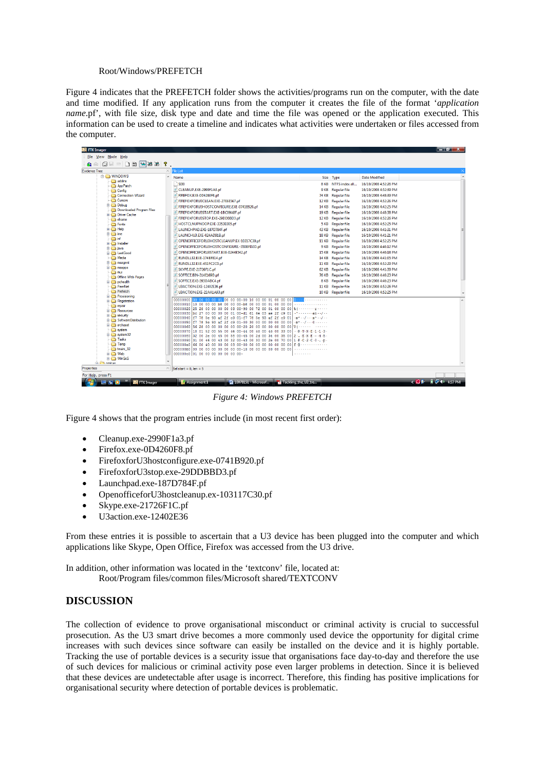Root/Windows/PREFETCH

Figure 4 indicates that the PREFETCH folder shows the activities/programs run on the computer, with the date and time modified. If any application runs from the computer it creates the file of the format '*application name*.pf', with file size, disk type and date and time the file was opened or the application executed. This information can be used to create a timeline and indicates what activities were undertaken or files accessed from the computer.

*Figure 4: Windows PREFETCH*

Figure 4 shows that the program entries include (in most recent first order):

- Cleanup.exe-2990F1a3.pf
- Firefox.exe-0D4260F8.pf
- FirefoxforU3hostconfigure.exe-0741B920.pf
- FirefoxforU3stop.exe-29DDBBD3.pf
- Launchpad.exe-187D784F.pf
- OpenofficeforU3hostcleanup.ex-103117C30.pf
- Skype.exe-21726F1C.pf
- U3action.exe-12402E36

From these entries it is possible to ascertain that a U3 device has been plugged into the computer and which applications like Skype, Open Office, Firefox was accessed from the U3 drive.

In addition, other information was located in the 'textconv' file, located at:
Root/Program files/common files/Microsoft shared/TEXTCONV

## DISCUSSION

The collection of evidence to prove organisational misconduct or criminal activity is crucial to successful prosecution. As the U3 smart drive becomes a more commonly used device the opportunity for digital crime increases with such devices since software can easily be installed on the device and it is highly portable. Tracking the use of portable devices is a security issue that organisations face day-to-day and therefore the use of such devices for malicious or criminal activity pose even larger problems in detection. Since it is believed that these devices are undetectable after usage is incorrect. Therefore, this finding has positive implications for organisational security where detection of portable devices is problematic.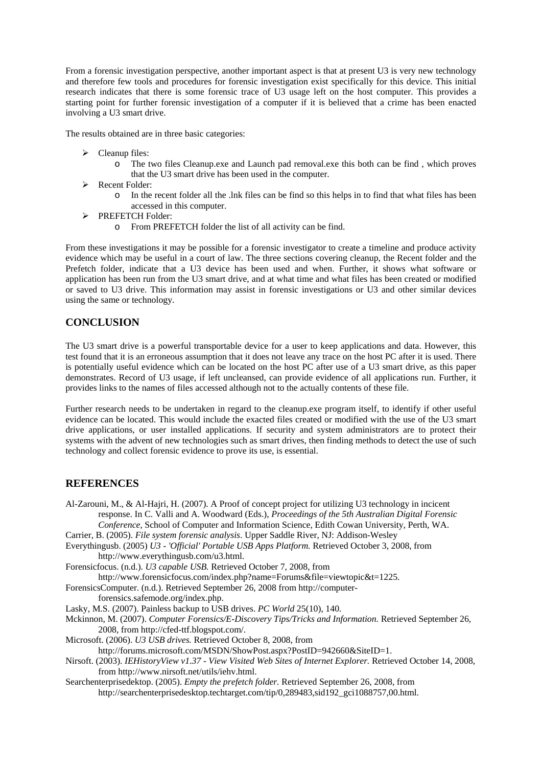From a forensic investigation perspective, another important aspect is that at present U3 is very new technology and therefore few tools and procedures for forensic investigation exist specifically for this device. This initial research indicates that there is some forensic trace of U3 usage left on the host computer. This provides a starting point for further forensic investigation of a computer if it is believed that a crime has been enacted involving a U3 smart drive.

The results obtained are in three basic categories:

- Cleanup files:
    - The two files Cleanup.exe and Launch pad removal.exe this both can be find , which proves that the U3 smart drive has been used in the computer.
- Recent Folder:
    - In the recent folder all the .lnk files can be find so this helps in to find that what files has been accessed in this computer.
- PREFETCH Folder:
    - From PREFETCH folder the list of all activity can be find.

From these investigations it may be possible for a forensic investigator to create a timeline and produce activity evidence which may be useful in a court of law. The three sections covering cleanup, the Recent folder and the Prefetch folder, indicate that a U3 device has been used and when. Further, it shows what software or application has been run from the U3 smart drive, and at what time and what files has been created or modified or saved to U3 drive. This information may assist in forensic investigations or U3 and other similar devices using the same or technology.

## CONCLUSION

The U3 smart drive is a powerful transportable device for a user to keep applications and data. However, this test found that it is an erroneous assumption that it does not leave any trace on the host PC after it is used. There is potentially useful evidence which can be located on the host PC after use of a U3 smart drive, as this paper demonstrates. Record of U3 usage, if left uncleansed, can provide evidence of all applications run. Further, it provides links to the names of files accessed although not to the actually contents of these file.

Further research needs to be undertaken in regard to the cleanup.exe program itself, to identify if other useful evidence can be located. This would include the exacted files created or modified with the use of the U3 smart drive applications, or user installed applications. If security and system administrators are to protect their systems with the advent of new technologies such as smart drives, then finding methods to detect the use of such technology and collect forensic evidence to prove its use, is essential.

## REFERENCES

Al-Zarouni, M., & Al-Hajri, H. (2007). A Proof of concept project for utilizing U3 technology in incicent response. In C. Valli and A. Woodward (Eds.), *Proceedings of the 5th Australian Digital Forensic Conference*, School of Computer and Information Science, Edith Cowan University, Perth, WA.

Carrier, B. (2005). *File system forensic analysis*. Upper Saddle River, NJ: Addison-Wesley

Everythingusb. (2005) *U3 - 'Official' Portable USB Apps Platform.* Retrieved October 3, 2008, from http://www.everythingusb.com/u3.html.

Forensicfocus. (n.d.). *U3 capable USB.* Retrieved October 7, 2008, from http://www.forensicfocus.com/index.php?name=Forums&file=viewtopic&t=1225.

ForensicsComputer. (n.d.). Retrieved September 26, 2008 from http://computer-forensics.safemode.org/index.php.

Lasky, M.S. (2007). Painless backup to USB drives. *PC World* 25(10), 140.

Mckinnon, M. (2007). *Computer Forensics/E-Discovery Tips/Tricks and Information.* Retrieved September 26, 2008, from http://cfed-ttf.blogspot.com/.

Microsoft. (2006). *U3 USB drives.* Retrieved October 8, 2008, from http://forums.microsoft.com/MSDN/ShowPost.aspx?PostID=942660&SiteID=1.

Nirsoft. (2003). *IEHistoryView v1.37 - View Visited Web Sites of Internet Explorer.* Retrieved October 14, 2008, from http://www.nirsoft.net/utils/iehv.html.

Searchenterprisedektop. (2005). *Empty the prefetch folder*. Retrieved September 26, 2008, from http://searchenterprisedesktop.techtarget.com/tip/0,289483,sid192_gci1088757,00.html.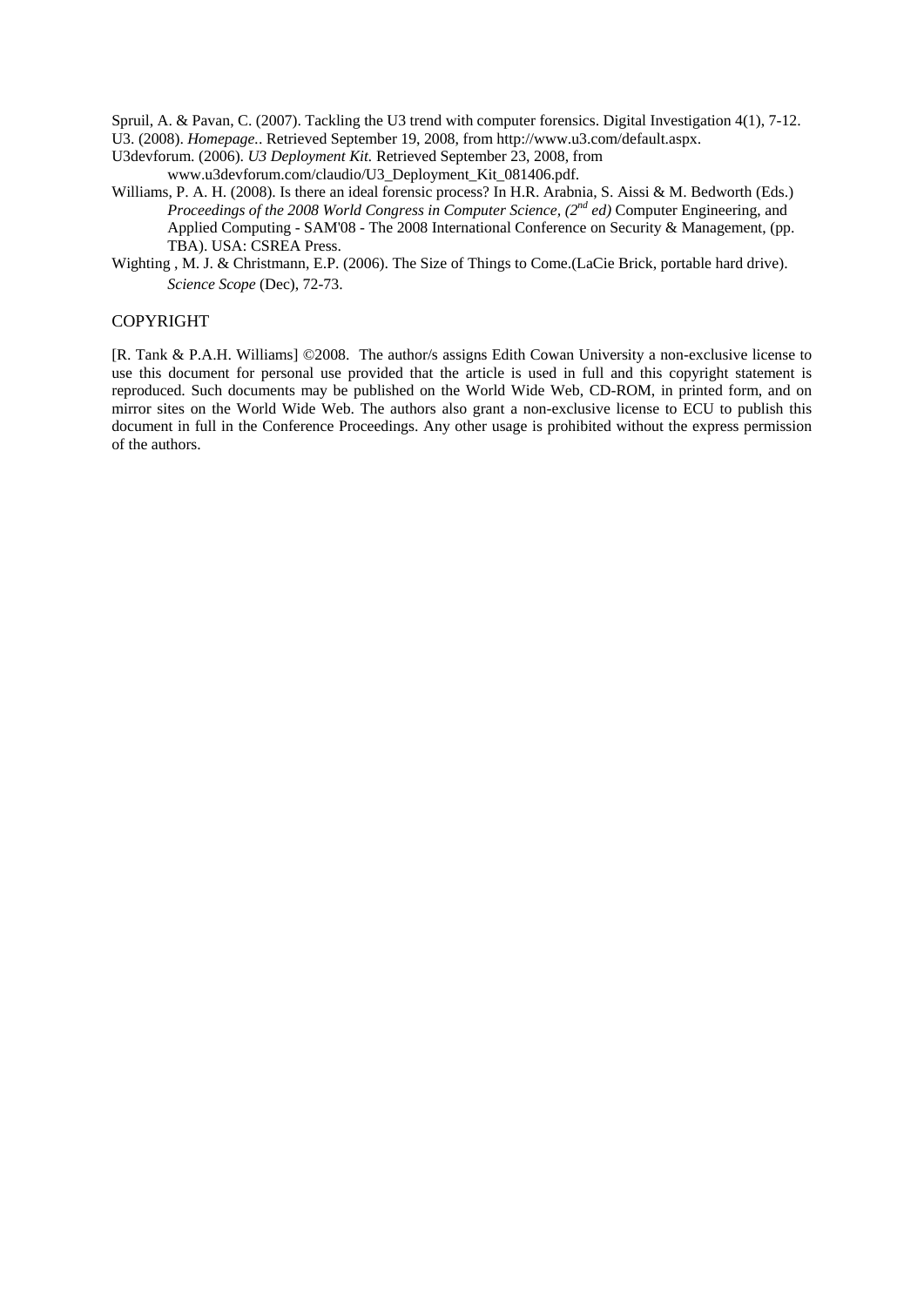Spruil, A. & Pavan, C. (2007). Tackling the U3 trend with computer forensics. Digital Investigation 4(1), 7-12.

U3. (2008). *Homepage.*. Retrieved September 19, 2008, from http://www.u3.com/default.aspx.

U3devforum. (2006). *U3 Deployment Kit.* Retrieved September 23, 2008, from www.u3devforum.com/claudio/U3_Deployment_Kit_081406.pdf.

Williams, P. A. H. (2008). Is there an ideal forensic process? In H.R. Arabnia, S. Aissi & M. Bedworth (Eds.) *Proceedings of the 2008 World Congress in Computer Science, (2nd ed)* Computer Engineering, and Applied Computing - SAM'08 - The 2008 International Conference on Security & Management, (pp. TBA). USA: CSREA Press.

Wighting , M. J. & Christmann, E.P. (2006). The Size of Things to Come.(LaCie Brick, portable hard drive). *Science Scope* (Dec), 72-73.

## COPYRIGHT

[R. Tank & P.A.H. Williams] ©2008. The author/s assigns Edith Cowan University a non-exclusive license to use this document for personal use provided that the article is used in full and this copyright statement is reproduced. Such documents may be published on the World Wide Web, CD-ROM, in printed form, and on mirror sites on the World Wide Web. The authors also grant a non-exclusive license to ECU to publish this document in full in the Conference Proceedings. Any other usage is prohibited without the express permission of the authors.